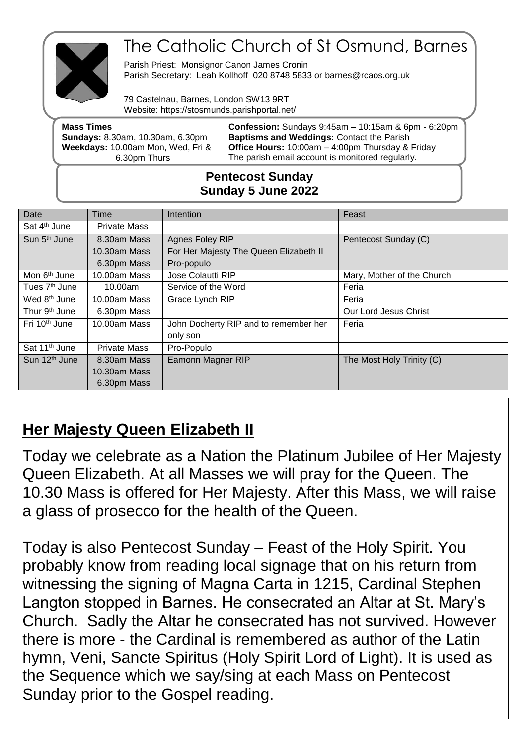# The Catholic Church of St Osmund, Barnes

Parish Priest: Monsignor Canon James Cronin
Parish Secretary: Leah Kollhoff 020 8748 5833 or barnes@rcaos.org.uk

79 Castelnau, Barnes, London SW13 9RT
Website: https://stosmunds.parishportal.net/

**Mass Times**
**Sundays:** 8.30am, 10.30am, 6.30pm
**Weekdays:** 10.00am Mon, Wed, Fri & 6.30pm Thurs

**Confession:** Sundays 9:45am – 10:15am & 6pm - 6:20pm
**Baptisms and Weddings:** Contact the Parish
**Office Hours:** 10:00am – 4:00pm Thursday & Friday
The parish email account is monitored regularly.

**Pentecost Sunday**
**Sunday 5 June 2022**

| Date | Time | Intention | Feast |
|---|---|---|---|
| Sat 4th June | Private Mass | | |
| Sun 5th June | 8.30am Mass<br>10.30am Mass<br>6.30pm Mass | Agnes Foley RIP<br>For Her Majesty The Queen Elizabeth II<br>Pro-populo | Pentecost Sunday (C) |
| Mon 6th June | 10.00am Mass | Jose Colautti RIP | Mary, Mother of the Church |
| Tues 7th June | 10.00am | Service of the Word | Feria |
| Wed 8th June | 10.00am Mass | Grace Lynch RIP | Feria |
| Thur 9th June | 6.30pm Mass | | Our Lord Jesus Christ |
| Fri 10th June | 10.00am Mass | John Docherty RIP and to remember her only son | Feria |
| Sat 11th June | Private Mass | Pro-Populo | |
| Sun 12th June | 8.30am Mass<br>10.30am Mass<br>6.30pm Mass | Eamonn Magner RIP | The Most Holy Trinity (C) |

## Her Majesty Queen Elizabeth II

Today we celebrate as a Nation the Platinum Jubilee of Her Majesty Queen Elizabeth. At all Masses we will pray for the Queen. The 10.30 Mass is offered for Her Majesty. After this Mass, we will raise a glass of prosecco for the health of the Queen.

Today is also Pentecost Sunday – Feast of the Holy Spirit. You probably know from reading local signage that on his return from witnessing the signing of Magna Carta in 1215, Cardinal Stephen Langton stopped in Barnes. He consecrated an Altar at St. Mary's Church. Sadly the Altar he consecrated has not survived. However there is more - the Cardinal is remembered as author of the Latin hymn, Veni, Sancte Spiritus (Holy Spirit Lord of Light). It is used as the Sequence which we say/sing at each Mass on Pentecost Sunday prior to the Gospel reading.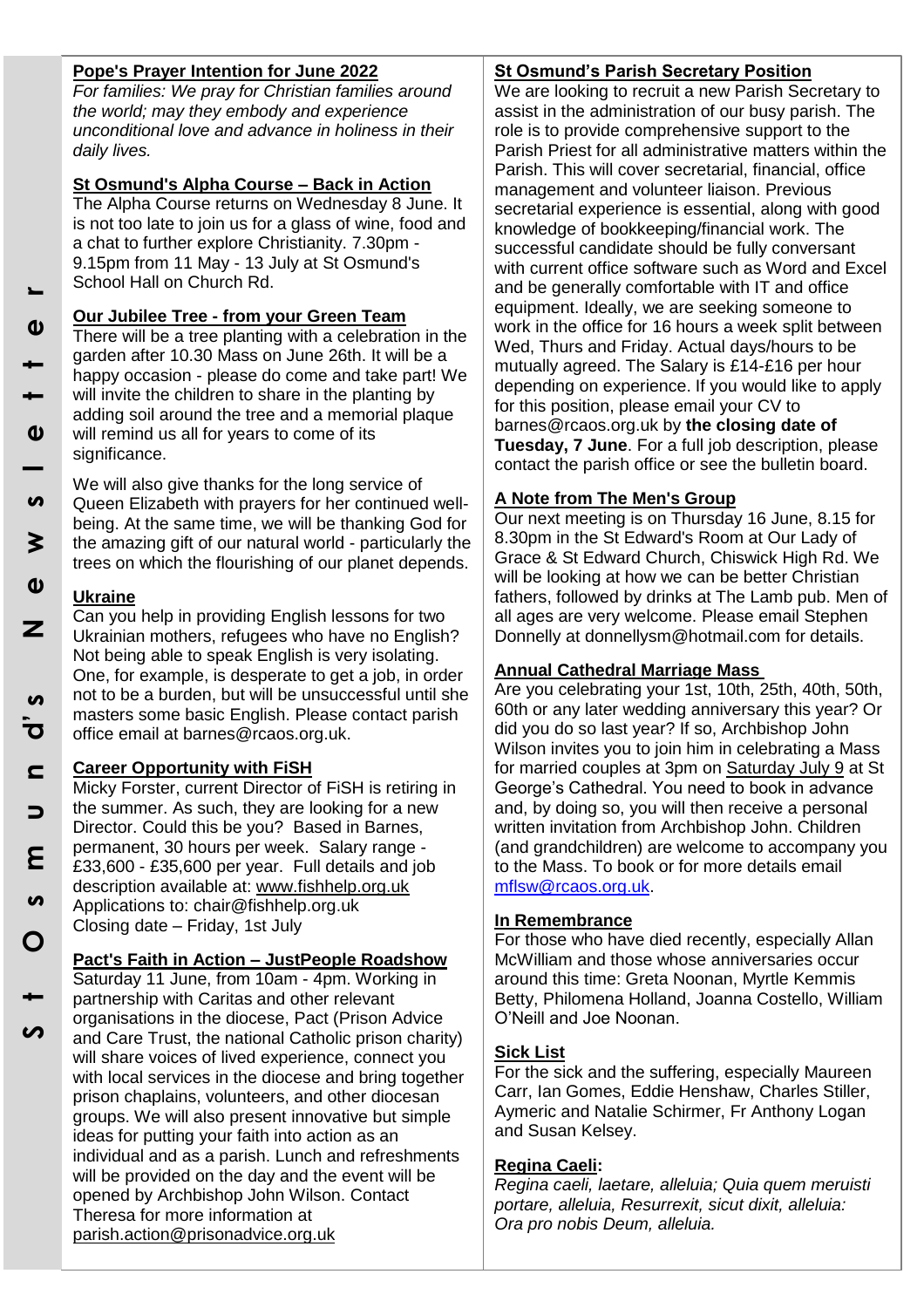## Pope's Prayer Intention for June 2022

*For families: We pray for Christian families around the world; may they embody and experience unconditional love and advance in holiness in their daily lives.*

## St Osmund's Alpha Course – Back in Action

The Alpha Course returns on Wednesday 8 June. It is not too late to join us for a glass of wine, food and a chat to further explore Christianity. 7.30pm - 9.15pm from 11 May - 13 July at St Osmund's School Hall on Church Rd.

## Our Jubilee Tree - from your Green Team

There will be a tree planting with a celebration in the garden after 10.30 Mass on June 26th. It will be a happy occasion - please do come and take part! We will invite the children to share in the planting by adding soil around the tree and a memorial plaque will remind us all for years to come of its significance.

We will also give thanks for the long service of Queen Elizabeth with prayers for her continued well-being. At the same time, we will be thanking God for the amazing gift of our natural world - particularly the trees on which the flourishing of our planet depends.

## Ukraine

Can you help in providing English lessons for two Ukrainian mothers, refugees who have no English? Not being able to speak English is very isolating. One, for example, is desperate to get a job, in order not to be a burden, but will be unsuccessful until she masters some basic English. Please contact parish office email at barnes@rcaos.org.uk.

## Career Opportunity with FiSH

Micky Forster, current Director of FiSH is retiring in the summer. As such, they are looking for a new Director. Could this be you? Based in Barnes, permanent, 30 hours per week. Salary range - £33,600 - £35,600 per year. Full details and job description available at: www.fishhelp.org.uk
Applications to: chair@fishhelp.org.uk
Closing date – Friday, 1st July

## Pact's Faith in Action – JustPeople Roadshow

Saturday 11 June, from 10am - 4pm. Working in partnership with Caritas and other relevant organisations in the diocese, Pact (Prison Advice and Care Trust, the national Catholic prison charity) will share voices of lived experience, connect you with local services in the diocese and bring together prison chaplains, volunteers, and other diocesan groups. We will also present innovative but simple ideas for putting your faith into action as an individual and as a parish. Lunch and refreshments will be provided on the day and the event will be opened by Archbishop John Wilson. Contact Theresa for more information at parish.action@prisonadvice.org.uk

## St Osmund's Parish Secretary Position

We are looking to recruit a new Parish Secretary to assist in the administration of our busy parish. The role is to provide comprehensive support to the Parish Priest for all administrative matters within the Parish. This will cover secretarial, financial, office management and volunteer liaison. Previous secretarial experience is essential, along with good knowledge of bookkeeping/financial work. The successful candidate should be fully conversant with current office software such as Word and Excel and be generally comfortable with IT and office equipment. Ideally, we are seeking someone to work in the office for 16 hours a week split between Wed, Thurs and Friday. Actual days/hours to be mutually agreed. The Salary is £14-£16 per hour depending on experience. If you would like to apply for this position, please email your CV to barnes@rcaos.org.uk by **the closing date of Tuesday, 7 June**. For a full job description, please contact the parish office or see the bulletin board.

## A Note from The Men's Group

Our next meeting is on Thursday 16 June, 8.15 for 8.30pm in the St Edward's Room at Our Lady of Grace & St Edward Church, Chiswick High Rd. We will be looking at how we can be better Christian fathers, followed by drinks at The Lamb pub. Men of all ages are very welcome. Please email Stephen Donnelly at donnellysm@hotmail.com for details.

## Annual Cathedral Marriage Mass

Are you celebrating your 1st, 10th, 25th, 40th, 50th, 60th or any later wedding anniversary this year? Or did you do so last year? If so, Archbishop John Wilson invites you to join him in celebrating a Mass for married couples at 3pm on Saturday July 9 at St George's Cathedral. You need to book in advance and, by doing so, you will then receive a personal written invitation from Archbishop John. Children (and grandchildren) are welcome to accompany you to the Mass. To book or for more details email mflsw@rcaos.org.uk.

## In Remembrance

For those who have died recently, especially Allan McWilliam and those whose anniversaries occur around this time: Greta Noonan, Myrtle Kemmis Betty, Philomena Holland, Joanna Costello, William O'Neill and Joe Noonan.

## Sick List

For the sick and the suffering, especially Maureen Carr, Ian Gomes, Eddie Henshaw, Charles Stiller, Aymeric and Natalie Schirmer, Fr Anthony Logan and Susan Kelsey.

## Regina Caeli:

*Regina caeli, laetare, alleluia; Quia quem meruisti portare, alleluia, Resurrexit, sicut dixit, alleluia: Ora pro nobis Deum, alleluia.*